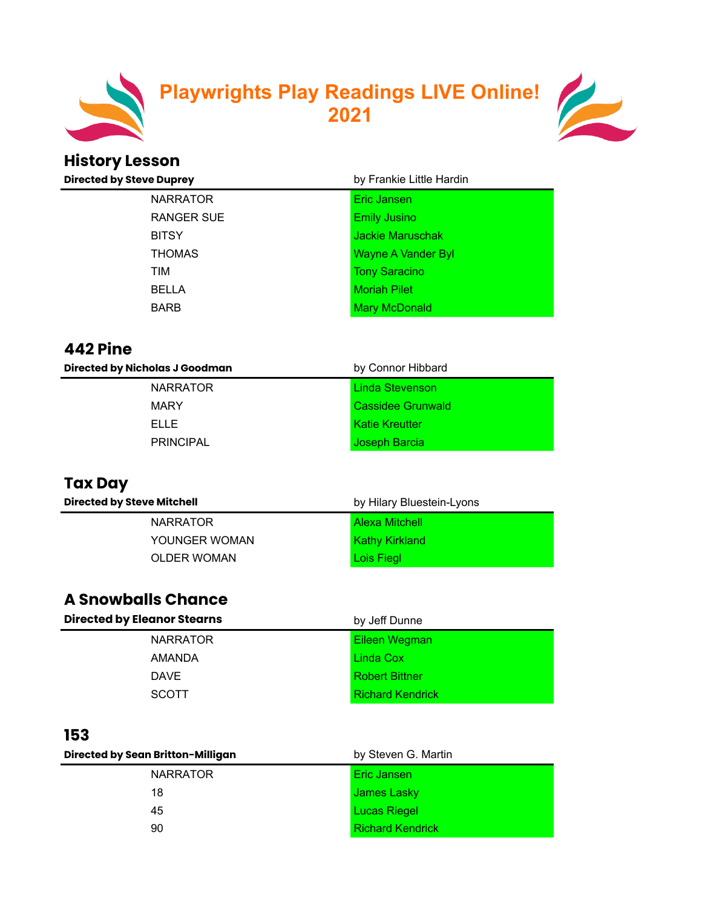# Playwrights Play Readings LIVE Online! 2021

## History Lesson

**Directed by Steve Duprey** — by Frankie Little Hardin

| | |
|---|---|
| NARRATOR | Eric Jansen |
| RANGER SUE | Emily Jusino |
| BITSY | Jackie Maruschak |
| THOMAS | Wayne A Vander Byl |
| TIM | Tony Saracino |
| BELLA | Moriah Pilet |
| BARB | Mary McDonald |

## 442 Pine

**Directed by Nicholas J Goodman** — by Connor Hibbard

| | |
|---|---|
| NARRATOR | Linda Stevenson |
| MARY | Cassidee Grunwald |
| ELLE | Katie Kreutter |
| PRINCIPAL | Joseph Barcia |

## Tax Day

**Directed by Steve Mitchell** — by Hilary Bluestein-Lyons

| | |
|---|---|
| NARRATOR | Alexa Mitchell |
| YOUNGER WOMAN | Kathy Kirkland |
| OLDER WOMAN | Lois Fiegl |

## A Snowballs Chance

**Directed by Eleanor Stearns** — by Jeff Dunne

| | |
|---|---|
| NARRATOR | Eileen Wegman |
| AMANDA | Linda Cox |
| DAVE | Robert Bittner |
| SCOTT | Richard Kendrick |

## 153

**Directed by Sean Britton-Milligan** — by Steven G. Martin

| | |
|---|---|
| NARRATOR | Eric Jansen |
| 18 | James Lasky |
| 45 | Lucas Riegel |
| 90 | Richard Kendrick |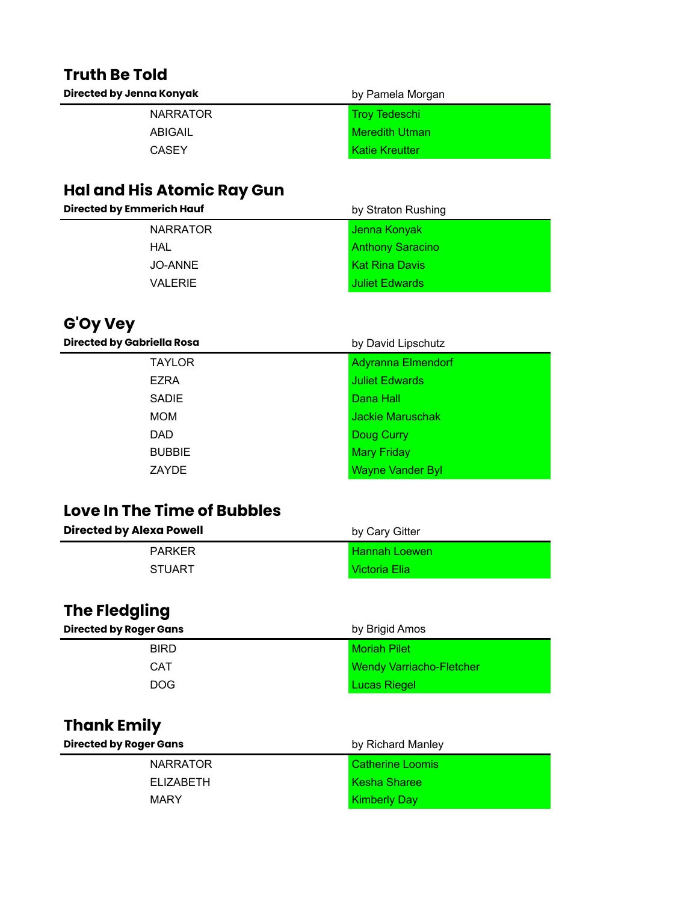## Truth Be Told

**Directed by Jenna Konyak** — by Pamela Morgan

| | |
|---|---|
| NARRATOR | Troy Tedeschi |
| ABIGAIL | Meredith Utman |
| CASEY | Katie Kreutter |

## Hal and His Atomic Ray Gun

**Directed by Emmerich Hauf** — by Straton Rushing

| | |
|---|---|
| NARRATOR | Jenna Konyak |
| HAL | Anthony Saracino |
| JO-ANNE | Kat Rina Davis |
| VALERIE | Juliet Edwards |

## G'Oy Vey

**Directed by Gabriella Rosa** — by David Lipschutz

| | |
|---|---|
| TAYLOR | Adyranna Elmendorf |
| EZRA | Juliet Edwards |
| SADIE | Dana Hall |
| MOM | Jackie Maruschak |
| DAD | Doug Curry |
| BUBBIE | Mary Friday |
| ZAYDE | Wayne Vander Byl |

## Love In The Time of Bubbles

**Directed by Alexa Powell** — by Cary Gitter

| | |
|---|---|
| PARKER | Hannah Loewen |
| STUART | Victoria Elia |

## The Fledgling

**Directed by Roger Gans** — by Brigid Amos

| | |
|---|---|
| BIRD | Moriah Pilet |
| CAT | Wendy Varriacho-Fletcher |
| DOG | Lucas Riegel |

## Thank Emily

**Directed by Roger Gans** — by Richard Manley

| | |
|---|---|
| NARRATOR | Catherine Loomis |
| ELIZABETH | Kesha Sharee |
| MARY | Kimberly Day |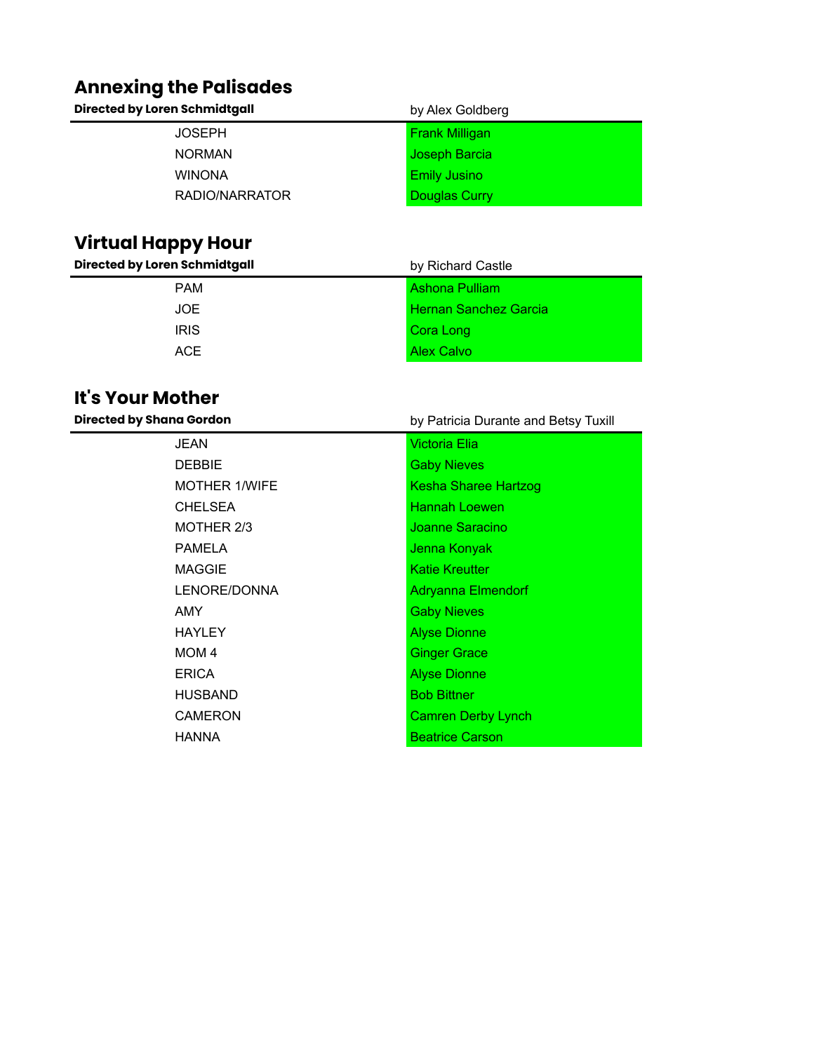## Annexing the Palisades

**Directed by Loren Schmidtgall** by Alex Goldberg

| | |
|---|---|
| JOSEPH | Frank Milligan |
| NORMAN | Joseph Barcia |
| WINONA | Emily Jusino |
| RADIO/NARRATOR | Douglas Curry |

## Virtual Happy Hour

**Directed by Loren Schmidtgall** by Richard Castle

| | |
|---|---|
| PAM | Ashona Pulliam |
| JOE | Hernan Sanchez Garcia |
| IRIS | Cora Long |
| ACE | Alex Calvo |

## It's Your Mother

**Directed by Shana Gordon** by Patricia Durante and Betsy Tuxill

| | |
|---|---|
| JEAN | Victoria Elia |
| DEBBIE | Gaby Nieves |
| MOTHER 1/WIFE | Kesha Sharee Hartzog |
| CHELSEA | Hannah Loewen |
| MOTHER 2/3 | Joanne Saracino |
| PAMELA | Jenna Konyak |
| MAGGIE | Katie Kreutter |
| LENORE/DONNA | Adryanna Elmendorf |
| AMY | Gaby Nieves |
| HAYLEY | Alyse Dionne |
| MOM 4 | Ginger Grace |
| ERICA | Alyse Dionne |
| HUSBAND | Bob Bittner |
| CAMERON | Camren Derby Lynch |
| HANNA | Beatrice Carson |